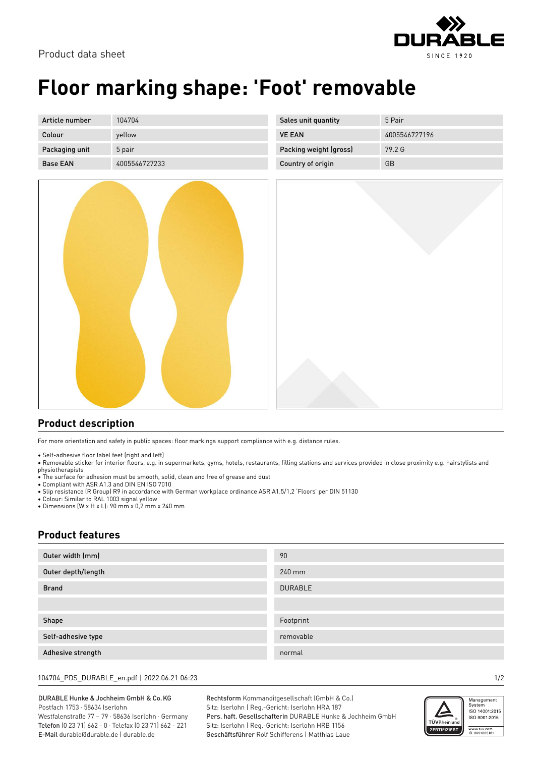Product data sheet

# Floor marking shape: 'Foot' removable

| Article number | 104704 | Sales unit quantity | 5 Pair |
|---|---|---|---|
| Colour | yellow | VE EAN | 4005546727196 |
| Packaging unit | 5 pair | Packing weight (gross) | 79.2 G |
| Base EAN | 4005546727233 | Country of origin | GB |

## Product description

For more orientation and safety in public spaces: floor markings support compliance with e.g. distance rules.

- Self-adhesive floor label feet (right and left)
- Removable sticker for interior floors, e.g. in supermarkets, gyms, hotels, restaurants, filling stations and services provided in close proximity e.g. hairstylists and physiotherapists
- The surface for adhesion must be smooth, solid, clean and free of grease and dust
- Compliant with ASR A1.3 and DIN EN ISO 7010
- Slip resistance (R Group) R9 in accordance with German workplace ordinance ASR A1.5/1,2 'Floors' per DIN 51130
- Colour: Similar to RAL 1003 signal yellow
- Dimensions (W x H x L): 90 mm x 0,2 mm x 240 mm

## Product features

| | |
|---|---|
| Outer width (mm) | 90 |
| Outer depth/length | 240 mm |
| Brand | DURABLE |
| | |
| Shape | Footprint |
| Self-adhesive type | removable |
| Adhesive strength | normal |

104704_PDS_DURABLE_en.pdf | 2022.06.21 06:23

DURABLE Hunke & Jochheim GmbH & Co. KG
Postfach 1753 · 58634 Iserlohn
Westfalenstraße 77 – 79 · 58636 Iserlohn · Germany
**Telefon** (0 23 71) 662 - 0 · Telefax (0 23 71) 662 - 221
**E-Mail** durable@durable.de | durable.de

**Rechtsform** Kommanditgesellschaft (GmbH & Co.)
Sitz: Iserlohn | Reg.-Gericht: Iserlohn HRA 187
**Pers. haft. Gesellschafterin** DURABLE Hunke & Jochheim GmbH
Sitz: Iserlohn | Reg.-Gericht: Iserlohn HRB 1156
**Geschäftsführer** Rolf Schifferens | Matthias Laue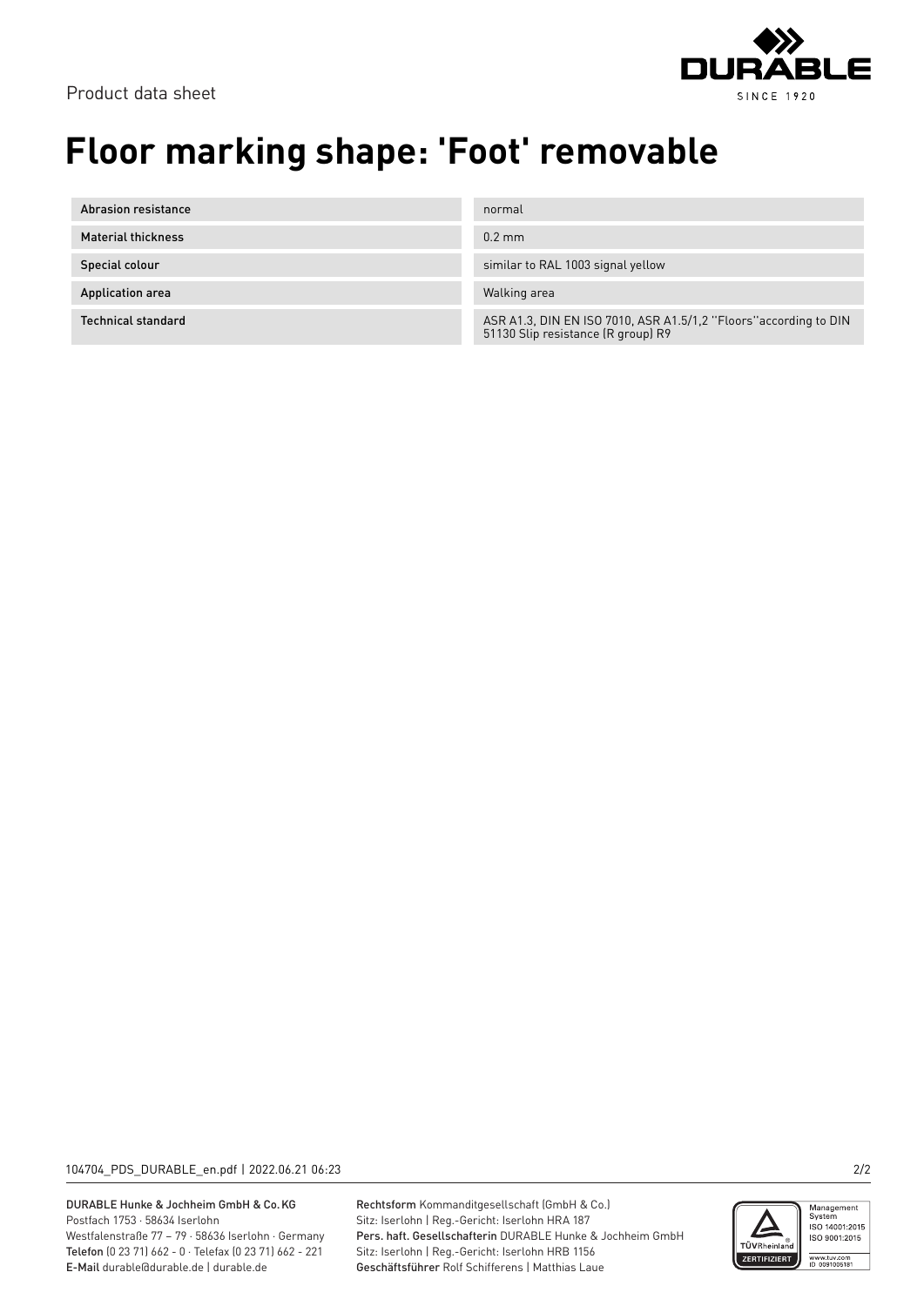# Floor marking shape: 'Foot' removable

| | |
|---|---|
| Abrasion resistance | normal |
| Material thickness | 0.2 mm |
| Special colour | similar to RAL 1003 signal yellow |
| Application area | Walking area |
| Technical standard | ASR A1.3, DIN EN ISO 7010, ASR A1.5/1,2 ''Floors''according to DIN 51130 Slip resistance (R group) R9 |